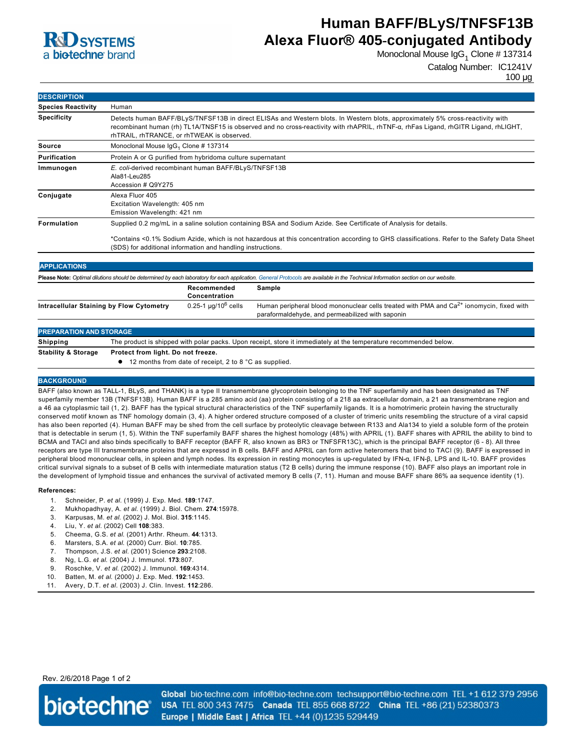R&D SYSTEMS
a biotechne brand

# Human BAFF/BLyS/TNFSF13B Alexa Fluor® 405-conjugated Antibody

Monoclonal Mouse $IgG_1$ Clone # 137314

Catalog Number: IC1241V

100 µg

## DESCRIPTION

| | |
|---|---|
| **Species Reactivity** | Human |
| **Specificity** | Detects human BAFF/BLyS/TNFSF13B in direct ELISAs and Western blots. In Western blots, approximately 5% cross-reactivity with recombinant human (rh) TL1A/TNSF15 is observed and no cross-reactivity with rhAPRIL, rhTNF-α, rhFas Ligand, rhGITR Ligand, rhLIGHT, rhTRAIL, rhTRANCE, or rhTWEAK is observed. |
| **Source** | Monoclonal Mouse $IgG_1$ Clone # 137314 |
| **Purification** | Protein A or G purified from hybridoma culture supernatant |
| **Immunogen** | *E. coli*-derived recombinant human BAFF/BLyS/TNFSF13B<br>Ala81-Leu285<br>Accession # Q9Y275 |
| **Conjugate** | Alexa Fluor 405<br>Excitation Wavelength: 405 nm<br>Emission Wavelength: 421 nm |
| **Formulation** | Supplied 0.2 mg/mL in a saline solution containing BSA and Sodium Azide. See Certificate of Analysis for details.<br><br>*Contains <0.1% Sodium Azide, which is not hazardous at this concentration according to GHS classifications. Refer to the Safety Data Sheet (SDS) for additional information and handling instructions. |

## APPLICATIONS

**Please Note:** *Optimal dilutions should be determined by each laboratory for each application. General Protocols are available in the Technical Information section on our website.*

| | Recommended Concentration | Sample |
|---|---|---|
| **Intracellular Staining by Flow Cytometry** | 0.25-1 µg/$10^6$ cells | Human peripheral blood mononuclear cells treated with PMA and $Ca^{2+}$ ionomycin, fixed with paraformaldehyde, and permeabilized with saponin |

## PREPARATION AND STORAGE

| | |
|---|---|
| **Shipping** | The product is shipped with polar packs. Upon receipt, store it immediately at the temperature recommended below. |
| **Stability & Storage** | **Protect from light. Do not freeze.**<br>● 12 months from date of receipt, 2 to 8 °C as supplied. |

## BACKGROUND

BAFF (also known as TALL-1, BLyS, and THANK) is a type II transmembrane glycoprotein belonging to the TNF superfamily and has been designated as TNF superfamily member 13B (TNFSF13B). Human BAFF is a 285 amino acid (aa) protein consisting of a 218 aa extracellular domain, a 21 aa transmembrane region and a 46 aa cytoplasmic tail (1, 2). BAFF has the typical structural characteristics of the TNF superfamily ligands. It is a homotrimeric protein having the structurally conserved motif known as TNF homology domain (3, 4). A higher ordered structure composed of a cluster of trimeric units resembling the structure of a viral capsid has also been reported (4). Human BAFF may be shed from the cell surface by proteolytic cleavage between R133 and Ala134 to yield a soluble form of the protein that is detectable in serum (1, 5). Within the TNF superfamily BAFF shares the highest homology (48%) with APRIL (1). BAFF shares with APRIL the ability to bind to BCMA and TACI and also binds specifically to BAFF receptor (BAFF R, also known as BR3 or TNFSFR13C), which is the principal BAFF receptor (6 - 8). All three receptors are type III transmembrane proteins that are expressd in B cells. BAFF and APRIL can form active heteromers that bind to TACI (9). BAFF is expressed in peripheral blood mononuclear cells, in spleen and lymph nodes. Its expression in resting monocytes is up-regulated by IFN-α, IFN-β, LPS and IL-10. BAFF provides critical survival signals to a subset of B cells with intermediate maturation status (T2 B cells) during the immune response (10). BAFF also plays an important role in the development of lymphoid tissue and enhances the survival of activated memory B cells (7, 11). Human and mouse BAFF share 86% aa sequence identity (1).

**References:**

1. Schneider, P. *et al.* (1999) J. Exp. Med. **189**:1747.
2. Mukhopadhyay, A. *et al.* (1999) J. Biol. Chem. **274**:15978.
3. Karpusas, M. *et al.* (2002) J. Mol. Biol. **315**:1145.
4. Liu, Y. *et al.* (2002) Cell **108**:383.
5. Cheema, G.S. *et al.* (2001) Arthr. Rheum. **44**:1313.
6. Marsters, S.A. *et al.* (2000) Curr. Biol. **10**:785.
7. Thompson, J.S. *et al.* (2001) Science **293**:2108.
8. Ng, L.G. *et al.* (2004) J. Immunol. **173**:807.
9. Roschke, V. *et al.* (2002) J. Immunol. **169**:4314.
10. Batten, M. *et al.* (2000) J. Exp. Med. **192**:1453.
11. Avery, D.T. *et al.* (2003) J. Clin. Invest. **112**:286.

Rev. 2/6/2018

biotechne® **Global** bio-techne.com info@bio-techne.com techsupport@bio-techne.com TEL +1 612 379 2956 **USA** TEL 800 343 7475 **Canada** TEL 855 668 8722 **China** TEL +86 (21) 52380373 **Europe | Middle East | Africa** TEL +44 (0)1235 529449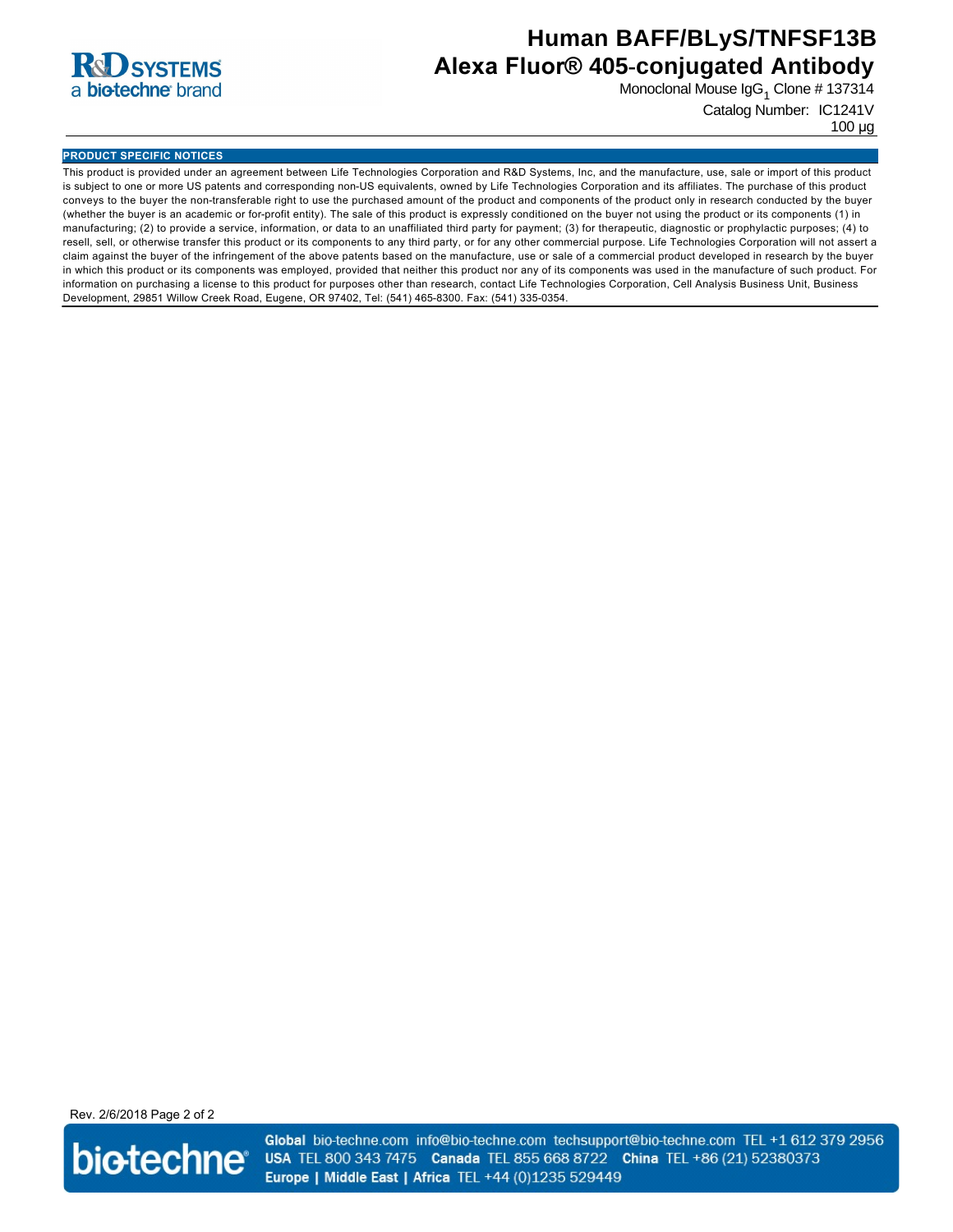# Human BAFF/BLyS/TNFSF13B Alexa Fluor® 405-conjugated Antibody

Monoclonal Mouse $IgG_1$ Clone # 137314

Catalog Number: IC1241V

100 µg

## PRODUCT SPECIFIC NOTICES

This product is provided under an agreement between Life Technologies Corporation and R&D Systems, Inc, and the manufacture, use, sale or import of this product is subject to one or more US patents and corresponding non-US equivalents, owned by Life Technologies Corporation and its affiliates. The purchase of this product conveys to the buyer the non-transferable right to use the purchased amount of the product and components of the product only in research conducted by the buyer (whether the buyer is an academic or for-profit entity). The sale of this product is expressly conditioned on the buyer not using the product or its components (1) in manufacturing; (2) to provide a service, information, or data to an unaffiliated third party for payment; (3) for therapeutic, diagnostic or prophylactic purposes; (4) to resell, sell, or otherwise transfer this product or its components to any third party, or for any other commercial purpose. Life Technologies Corporation will not assert a claim against the buyer of the infringement of the above patents based on the manufacture, use or sale of a commercial product developed in research by the buyer in which this product or its components was employed, provided that neither this product nor any of its components was used in the manufacture of such product. For information on purchasing a license to this product for purposes other than research, contact Life Technologies Corporation, Cell Analysis Business Unit, Business Development, 29851 Willow Creek Road, Eugene, OR 97402, Tel: (541) 465-8300. Fax: (541) 335-0354.

Rev. 2/6/2018

**Global** bio-techne.com info@bio-techne.com techsupport@bio-techne.com TEL +1 612 379 2956
**USA** TEL 800 343 7475 **Canada** TEL 855 668 8722 **China** TEL +86 (21) 52380373
**Europe | Middle East | Africa** TEL +44 (0)1235 529449